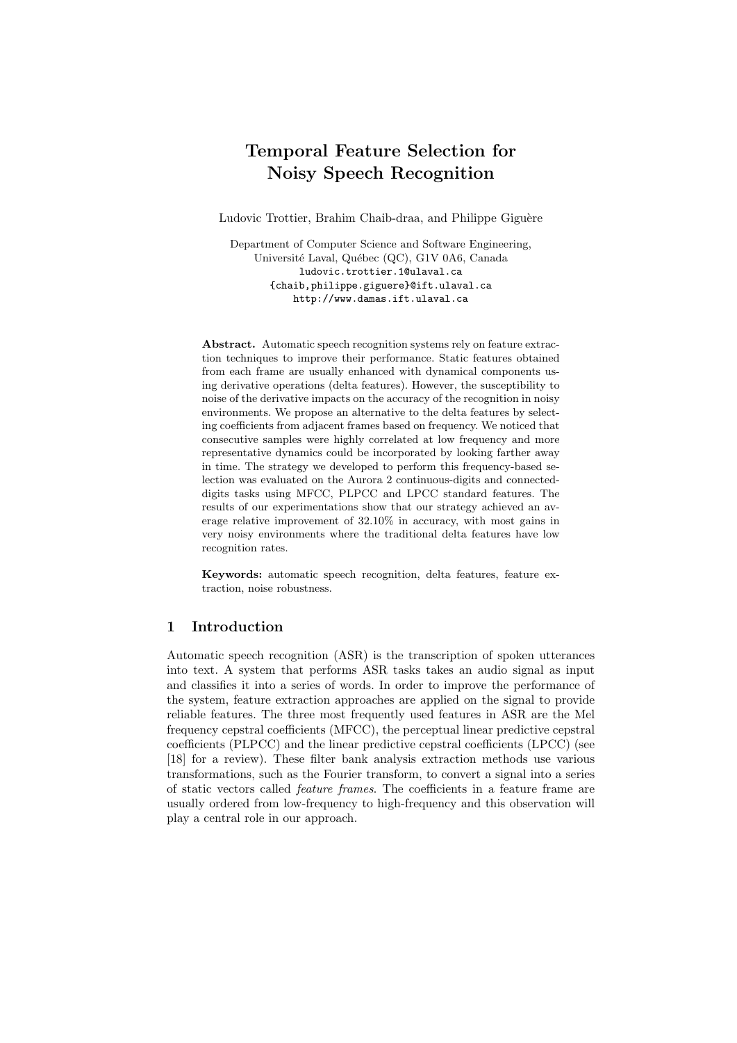# Temporal Feature Selection for Noisy Speech Recognition

Ludovic Trottier, Brahim Chaib-draa, and Philippe Giguère

Department of Computer Science and Software Engineering,
Université Laval, Québec (QC), G1V 0A6, Canada
ludovic.trottier.1@ulaval.ca
{chaib,philippe.giguere}@ift.ulaval.ca
http://www.damas.ift.ulaval.ca

**Abstract.** Automatic speech recognition systems rely on feature extraction techniques to improve their performance. Static features obtained from each frame are usually enhanced with dynamical components using derivative operations (delta features). However, the susceptibility to noise of the derivative impacts on the accuracy of the recognition in noisy environments. We propose an alternative to the delta features by selecting coefficients from adjacent frames based on frequency. We noticed that consecutive samples were highly correlated at low frequency and more representative dynamics could be incorporated by looking farther away in time. The strategy we developed to perform this frequency-based selection was evaluated on the Aurora 2 continuous-digits and connected-digits tasks using MFCC, PLPCC and LPCC standard features. The results of our experimentations show that our strategy achieved an average relative improvement of 32.10% in accuracy, with most gains in very noisy environments where the traditional delta features have low recognition rates.

**Keywords:** automatic speech recognition, delta features, feature extraction, noise robustness.

## 1 Introduction

Automatic speech recognition (ASR) is the transcription of spoken utterances into text. A system that performs ASR tasks takes an audio signal as input and classifies it into a series of words. In order to improve the performance of the system, feature extraction approaches are applied on the signal to provide reliable features. The three most frequently used features in ASR are the Mel frequency cepstral coefficients (MFCC), the perceptual linear predictive cepstral coefficients (PLPCC) and the linear predictive cepstral coefficients (LPCC) (see [18] for a review). These filter bank analysis extraction methods use various transformations, such as the Fourier transform, to convert a signal into a series of static vectors called *feature frames*. The coefficients in a feature frame are usually ordered from low-frequency to high-frequency and this observation will play a central role in our approach.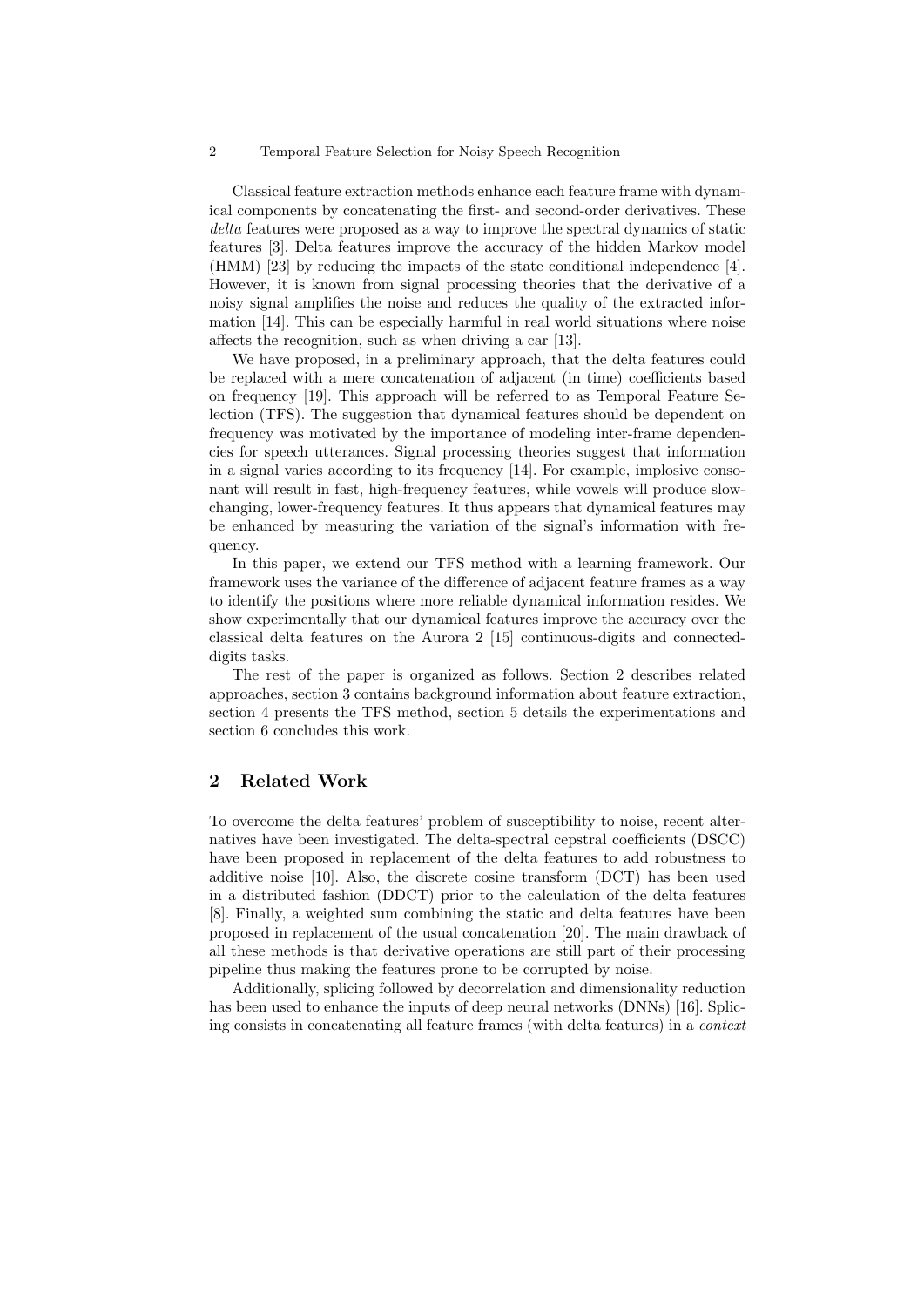Classical feature extraction methods enhance each feature frame with dynamical components by concatenating the first- and second-order derivatives. These *delta* features were proposed as a way to improve the spectral dynamics of static features [3]. Delta features improve the accuracy of the hidden Markov model (HMM) [23] by reducing the impacts of the state conditional independence [4]. However, it is known from signal processing theories that the derivative of a noisy signal amplifies the noise and reduces the quality of the extracted information [14]. This can be especially harmful in real world situations where noise affects the recognition, such as when driving a car [13].

We have proposed, in a preliminary approach, that the delta features could be replaced with a mere concatenation of adjacent (in time) coefficients based on frequency [19]. This approach will be referred to as Temporal Feature Selection (TFS). The suggestion that dynamical features should be dependent on frequency was motivated by the importance of modeling inter-frame dependencies for speech utterances. Signal processing theories suggest that information in a signal varies according to its frequency [14]. For example, implosive consonant will result in fast, high-frequency features, while vowels will produce slow-changing, lower-frequency features. It thus appears that dynamical features may be enhanced by measuring the variation of the signal's information with frequency.

In this paper, we extend our TFS method with a learning framework. Our framework uses the variance of the difference of adjacent feature frames as a way to identify the positions where more reliable dynamical information resides. We show experimentally that our dynamical features improve the accuracy over the classical delta features on the Aurora 2 [15] continuous-digits and connected-digits tasks.

The rest of the paper is organized as follows. Section 2 describes related approaches, section 3 contains background information about feature extraction, section 4 presents the TFS method, section 5 details the experimentations and section 6 concludes this work.

## 2 Related Work

To overcome the delta features' problem of susceptibility to noise, recent alternatives have been investigated. The delta-spectral cepstral coefficients (DSCC) have been proposed in replacement of the delta features to add robustness to additive noise [10]. Also, the discrete cosine transform (DCT) has been used in a distributed fashion (DDCT) prior to the calculation of the delta features [8]. Finally, a weighted sum combining the static and delta features have been proposed in replacement of the usual concatenation [20]. The main drawback of all these methods is that derivative operations are still part of their processing pipeline thus making the features prone to be corrupted by noise.

Additionally, splicing followed by decorrelation and dimensionality reduction has been used to enhance the inputs of deep neural networks (DNNs) [16]. Splicing consists in concatenating all feature frames (with delta features) in a *context*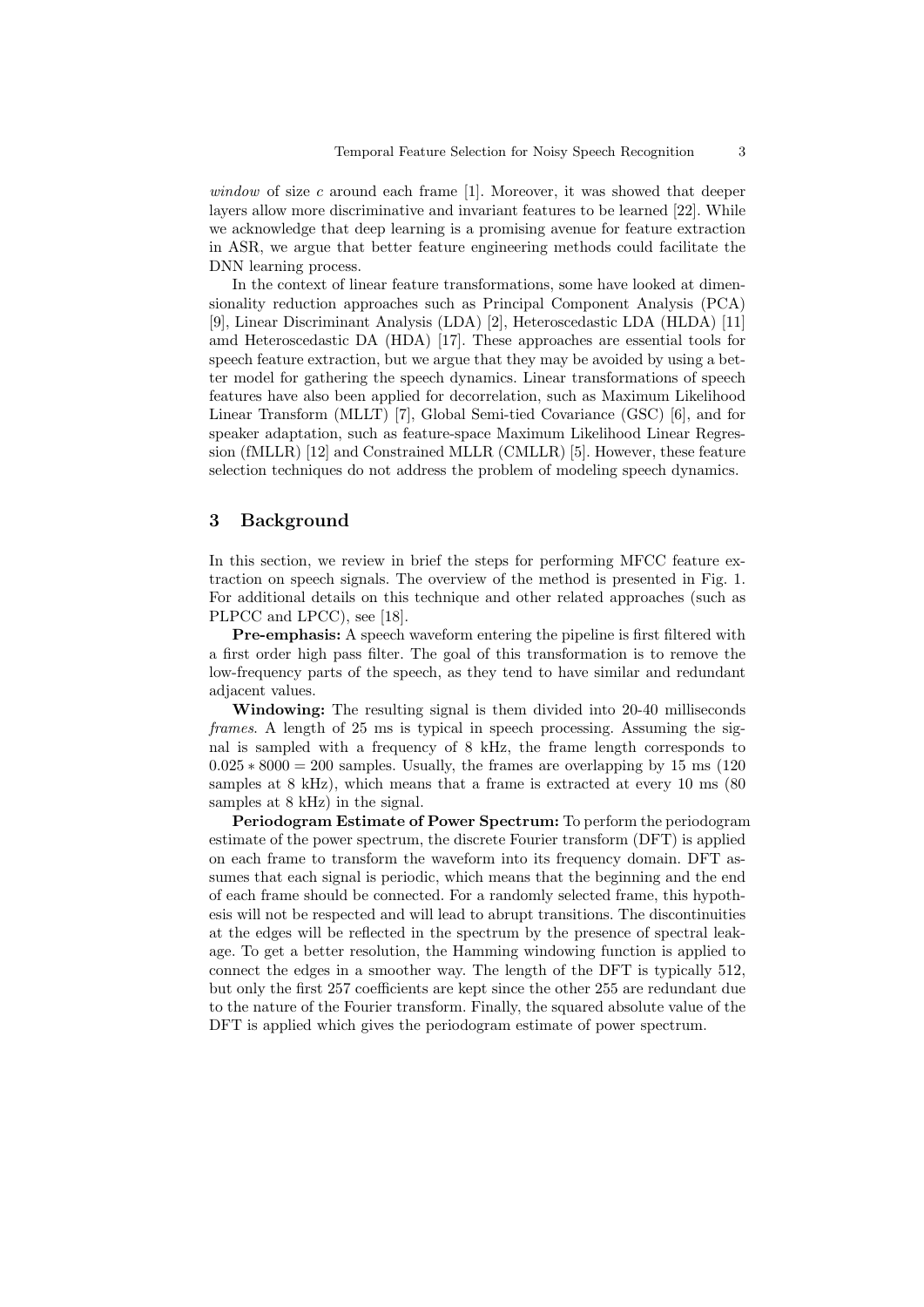*window* of size $c$ around each frame [1]. Moreover, it was showed that deeper layers allow more discriminative and invariant features to be learned [22]. While we acknowledge that deep learning is a promising avenue for feature extraction in ASR, we argue that better feature engineering methods could facilitate the DNN learning process.

In the context of linear feature transformations, some have looked at dimensionality reduction approaches such as Principal Component Analysis (PCA) [9], Linear Discriminant Analysis (LDA) [2], Heteroscedastic LDA (HLDA) [11] amd Heteroscedastic DA (HDA) [17]. These approaches are essential tools for speech feature extraction, but we argue that they may be avoided by using a better model for gathering the speech dynamics. Linear transformations of speech features have also been applied for decorrelation, such as Maximum Likelihood Linear Transform (MLLT) [7], Global Semi-tied Covariance (GSC) [6], and for speaker adaptation, such as feature-space Maximum Likelihood Linear Regression (fMLLR) [12] and Constrained MLLR (CMLLR) [5]. However, these feature selection techniques do not address the problem of modeling speech dynamics.

## 3 Background

In this section, we review in brief the steps for performing MFCC feature extraction on speech signals. The overview of the method is presented in Fig. 1. For additional details on this technique and other related approaches (such as PLPCC and LPCC), see [18].

**Pre-emphasis:** A speech waveform entering the pipeline is first filtered with a first order high pass filter. The goal of this transformation is to remove the low-frequency parts of the speech, as they tend to have similar and redundant adjacent values.

**Windowing:** The resulting signal is them divided into 20-40 milliseconds *frames*. A length of 25 ms is typical in speech processing. Assuming the signal is sampled with a frequency of 8 kHz, the frame length corresponds to $0.025 * 8000 = 200$ samples. Usually, the frames are overlapping by 15 ms (120 samples at 8 kHz), which means that a frame is extracted at every 10 ms (80 samples at 8 kHz) in the signal.

**Periodogram Estimate of Power Spectrum:** To perform the periodogram estimate of the power spectrum, the discrete Fourier transform (DFT) is applied on each frame to transform the waveform into its frequency domain. DFT assumes that each signal is periodic, which means that the beginning and the end of each frame should be connected. For a randomly selected frame, this hypothesis will not be respected and will lead to abrupt transitions. The discontinuities at the edges will be reflected in the spectrum by the presence of spectral leakage. To get a better resolution, the Hamming windowing function is applied to connect the edges in a smoother way. The length of the DFT is typically 512, but only the first 257 coefficients are kept since the other 255 are redundant due to the nature of the Fourier transform. Finally, the squared absolute value of the DFT is applied which gives the periodogram estimate of power spectrum.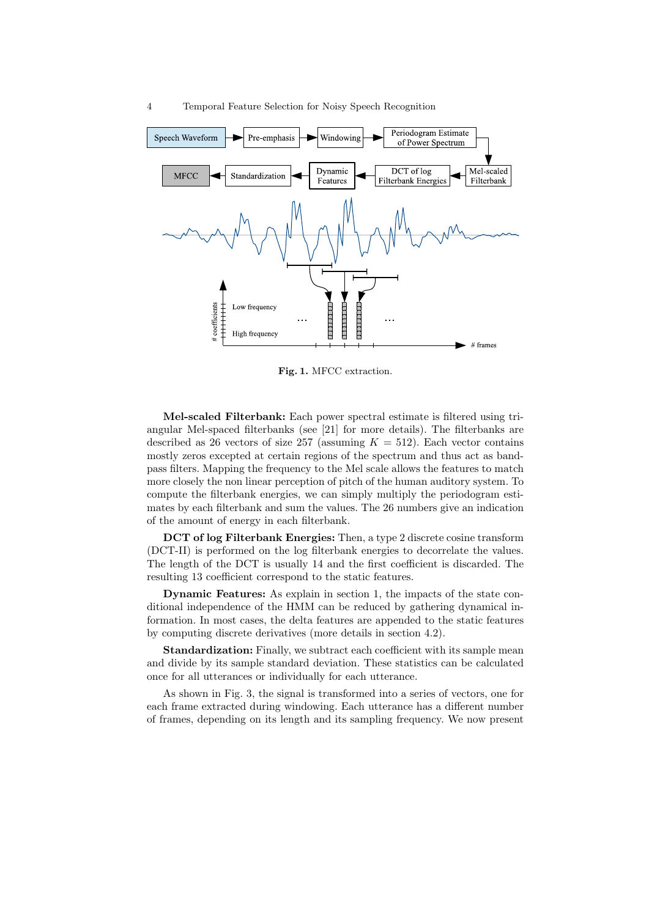Fig. 1. MFCC extraction.

**Mel-scaled Filterbank:** Each power spectral estimate is filtered using triangular Mel-spaced filterbanks (see [21] for more details). The filterbanks are described as 26 vectors of size 257 (assuming $K = 512$). Each vector contains mostly zeros excepted at certain regions of the spectrum and thus act as bandpass filters. Mapping the frequency to the Mel scale allows the features to match more closely the non linear perception of pitch of the human auditory system. To compute the filterbank energies, we can simply multiply the periodogram estimates by each filterbank and sum the values. The 26 numbers give an indication of the amount of energy in each filterbank.

**DCT of log Filterbank Energies:** Then, a type 2 discrete cosine transform (DCT-II) is performed on the log filterbank energies to decorrelate the values. The length of the DCT is usually 14 and the first coefficient is discarded. The resulting 13 coefficient correspond to the static features.

**Dynamic Features:** As explain in section 1, the impacts of the state conditional independence of the HMM can be reduced by gathering dynamical information. In most cases, the delta features are appended to the static features by computing discrete derivatives (more details in section 4.2).

**Standardization:** Finally, we subtract each coefficient with its sample mean and divide by its sample standard deviation. These statistics can be calculated once for all utterances or individually for each utterance.

As shown in Fig. 3, the signal is transformed into a series of vectors, one for each frame extracted during windowing. Each utterance has a different number of frames, depending on its length and its sampling frequency. We now present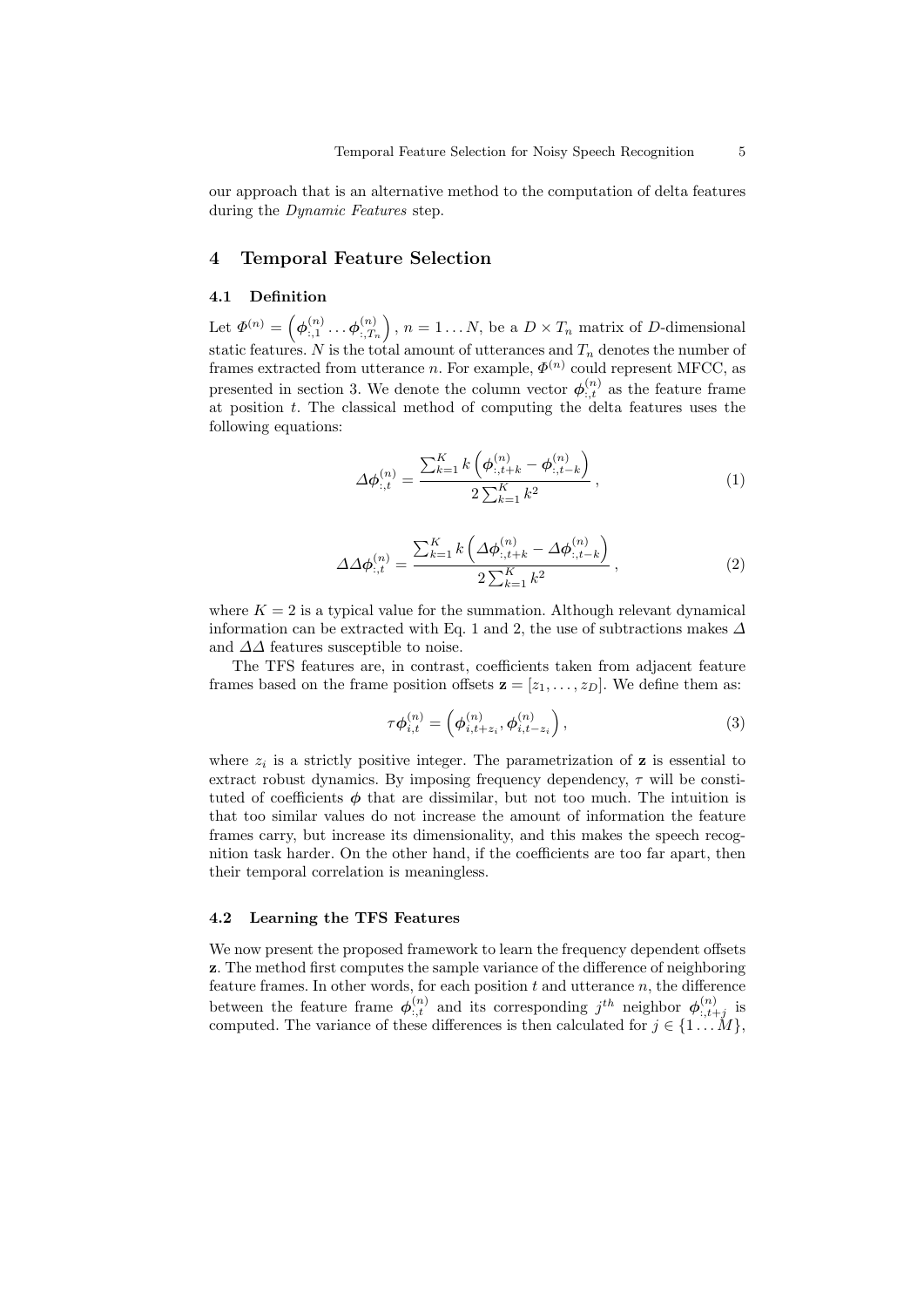our approach that is an alternative method to the computation of delta features during the *Dynamic Features* step.

## 4 Temporal Feature Selection

### 4.1 Definition

Let $\Phi^{(n)} = \left(\boldsymbol{\phi}_{:,1}^{(n)} \dots \boldsymbol{\phi}_{:,T_n}^{(n)}\right)$, $n = 1 \dots N$, be a $D \times T_n$ matrix of $D$-dimensional static features. $N$ is the total amount of utterances and $T_n$ denotes the number of frames extracted from utterance $n$. For example, $\Phi^{(n)}$ could represent MFCC, as presented in section 3. We denote the column vector $\boldsymbol{\phi}_{:,t}^{(n)}$ as the feature frame at position $t$. The classical method of computing the delta features uses the following equations:

$$\Delta\boldsymbol{\phi}_{:,t}^{(n)} = \frac{\sum_{k=1}^{K} k\left(\boldsymbol{\phi}_{:,t+k}^{(n)} - \boldsymbol{\phi}_{:,t-k}^{(n)}\right)}{2\sum_{k=1}^{K} k^2}, \tag{1}$$

$$\Delta\Delta\boldsymbol{\phi}_{:,t}^{(n)} = \frac{\sum_{k=1}^{K} k\left(\Delta\boldsymbol{\phi}_{:,t+k}^{(n)} - \Delta\boldsymbol{\phi}_{:,t-k}^{(n)}\right)}{2\sum_{k=1}^{K} k^2}, \tag{2}$$

where $K = 2$ is a typical value for the summation. Although relevant dynamical information can be extracted with Eq. 1 and 2, the use of subtractions makes $\Delta$ and $\Delta\Delta$ features susceptible to noise.

The TFS features are, in contrast, coefficients taken from adjacent feature frames based on the frame position offsets $\mathbf{z} = [z_1, \dots, z_D]$. We define them as:

$$\tau\boldsymbol{\phi}_{i,t}^{(n)} = \left(\boldsymbol{\phi}_{i,t+z_i}^{(n)}, \boldsymbol{\phi}_{i,t-z_i}^{(n)}\right), \tag{3}$$

where $z_i$ is a strictly positive integer. The parametrization of $\mathbf{z}$ is essential to extract robust dynamics. By imposing frequency dependency, $\tau$ will be constituted of coefficients $\boldsymbol{\phi}$ that are dissimilar, but not too much. The intuition is that too similar values do not increase the amount of information the feature frames carry, but increase its dimensionality, and this makes the speech recognition task harder. On the other hand, if the coefficients are too far apart, then their temporal correlation is meaningless.

### 4.2 Learning the TFS Features

We now present the proposed framework to learn the frequency dependent offsets $\mathbf{z}$. The method first computes the sample variance of the difference of neighboring feature frames. In other words, for each position $t$ and utterance $n$, the difference between the feature frame $\boldsymbol{\phi}_{:,t}^{(n)}$ and its corresponding $j^{th}$ neighbor $\boldsymbol{\phi}_{:,t+j}^{(n)}$ is computed. The variance of these differences is then calculated for $j \in \{1 \dots M\}$,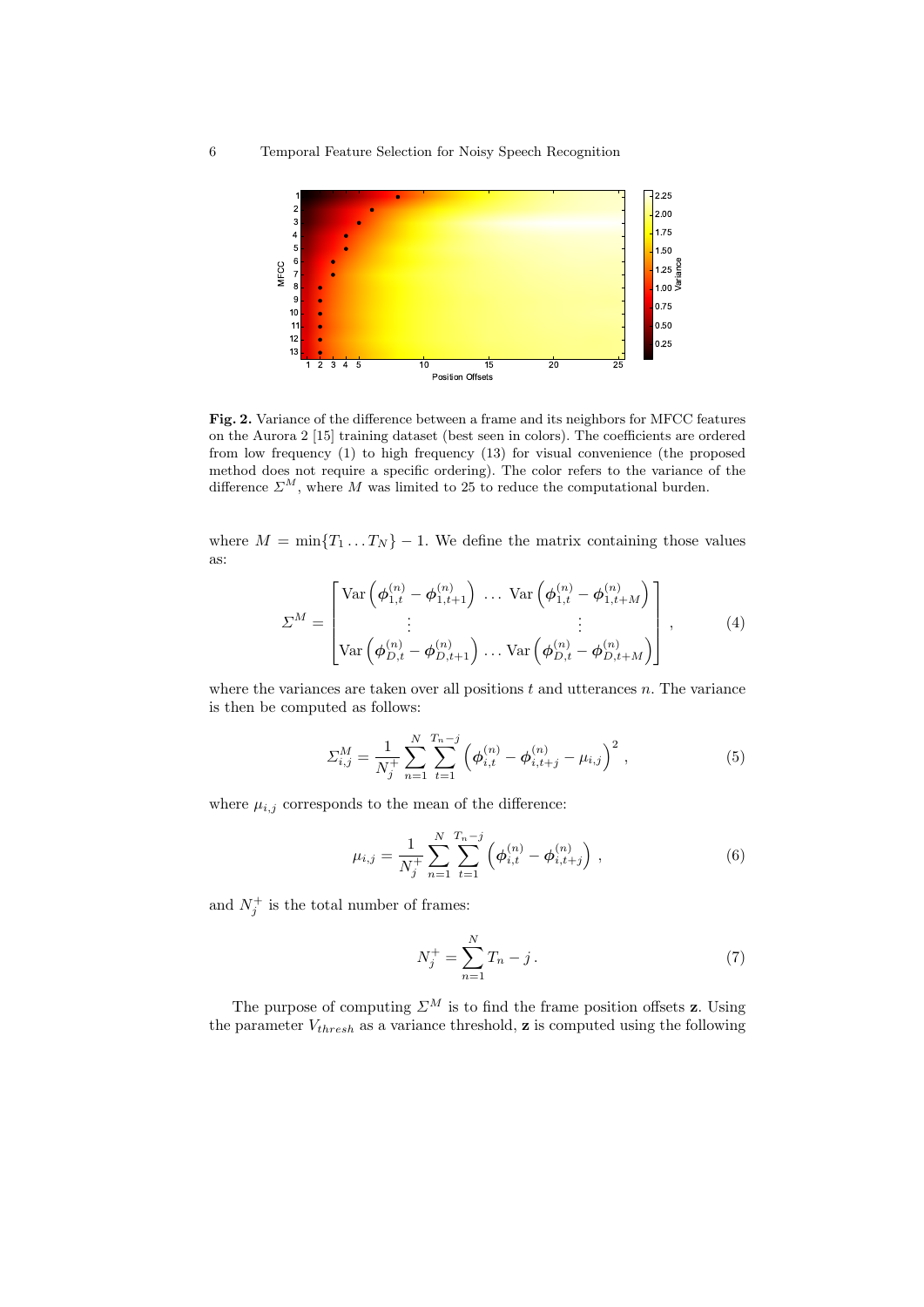**Fig. 2.** Variance of the difference between a frame and its neighbors for MFCC features on the Aurora 2 [15] training dataset (best seen in colors). The coefficients are ordered from low frequency (1) to high frequency (13) for visual convenience (the proposed method does not require a specific ordering). The color refers to the variance of the difference $\Sigma^M$, where $M$ was limited to 25 to reduce the computational burden.

where $M = \min\{T_1 \ldots T_N\} - 1$. We define the matrix containing those values as:

$$\Sigma^M = \begin{bmatrix} \mathrm{Var}\left(\boldsymbol{\phi}_{1,t}^{(n)} - \boldsymbol{\phi}_{1,t+1}^{(n)}\right) & \ldots & \mathrm{Var}\left(\boldsymbol{\phi}_{1,t}^{(n)} - \boldsymbol{\phi}_{1,t+M}^{(n)}\right) \\ \vdots & & \vdots \\ \mathrm{Var}\left(\boldsymbol{\phi}_{D,t}^{(n)} - \boldsymbol{\phi}_{D,t+1}^{(n)}\right) & \ldots & \mathrm{Var}\left(\boldsymbol{\phi}_{D,t}^{(n)} - \boldsymbol{\phi}_{D,t+M}^{(n)}\right) \end{bmatrix}, \tag{4}$$

where the variances are taken over all positions $t$ and utterances $n$. The variance is then be computed as follows:

$$\Sigma_{i,j}^M = \frac{1}{N_j^+} \sum_{n=1}^{N} \sum_{t=1}^{T_n - j} \left(\boldsymbol{\phi}_{i,t}^{(n)} - \boldsymbol{\phi}_{i,t+j}^{(n)} - \mu_{i,j}\right)^2, \tag{5}$$

where $\mu_{i,j}$ corresponds to the mean of the difference:

$$\mu_{i,j} = \frac{1}{N_j^+} \sum_{n=1}^{N} \sum_{t=1}^{T_n - j} \left(\boldsymbol{\phi}_{i,t}^{(n)} - \boldsymbol{\phi}_{i,t+j}^{(n)}\right), \tag{6}$$

and $N_j^+$ is the total number of frames:

$$N_j^+ = \sum_{n=1}^{N} T_n - j\,. \tag{7}$$

The purpose of computing $\Sigma^M$ is to find the frame position offsets $\mathbf{z}$. Using the parameter $V_{thresh}$ as a variance threshold, $\mathbf{z}$ is computed using the following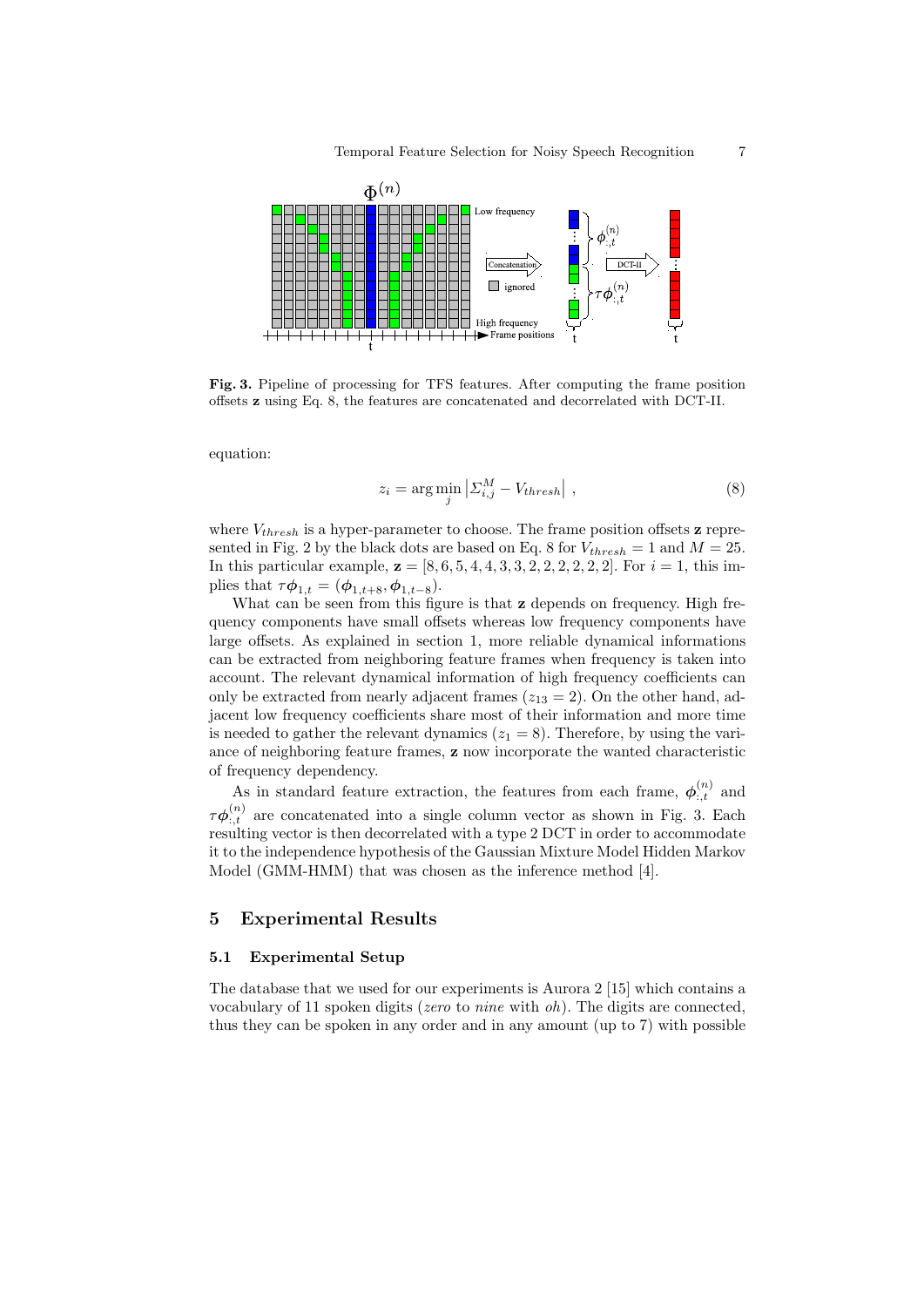**Fig. 3.** Pipeline of processing for TFS features. After computing the frame position offsets $\mathbf{z}$ using Eq. 8, the features are concatenated and decorrelated with DCT-II.

equation:

$$z_i = \arg\min_j \left| \Sigma^M_{i,j} - V_{thresh} \right| \,, \tag{8}$$

where $V_{thresh}$ is a hyper-parameter to choose. The frame position offsets $\mathbf{z}$ represented in Fig. 2 by the black dots are based on Eq. 8 for $V_{thresh} = 1$ and $M = 25$. In this particular example, $\mathbf{z} = [8, 6, 5, 4, 4, 3, 3, 2, 2, 2, 2, 2, 2]$. For $i = 1$, this implies that $\tau\boldsymbol{\phi}_{1,t} = (\boldsymbol{\phi}_{1,t+8}, \boldsymbol{\phi}_{1,t-8})$.

What can be seen from this figure is that $\mathbf{z}$ depends on frequency. High frequency components have small offsets whereas low frequency components have large offsets. As explained in section 1, more reliable dynamical informations can be extracted from neighboring feature frames when frequency is taken into account. The relevant dynamical information of high frequency coefficients can only be extracted from nearly adjacent frames ($z_{13} = 2$). On the other hand, adjacent low frequency coefficients share most of their information and more time is needed to gather the relevant dynamics ($z_1 = 8$). Therefore, by using the variance of neighboring feature frames, $\mathbf{z}$ now incorporate the wanted characteristic of frequency dependency.

As in standard feature extraction, the features from each frame, $\boldsymbol{\phi}^{(n)}_{:,t}$ and $\tau\boldsymbol{\phi}^{(n)}_{:,t}$ are concatenated into a single column vector as shown in Fig. 3. Each resulting vector is then decorrelated with a type 2 DCT in order to accommodate it to the independence hypothesis of the Gaussian Mixture Model Hidden Markov Model (GMM-HMM) that was chosen as the inference method [4].

## 5 Experimental Results

### 5.1 Experimental Setup

The database that we used for our experiments is Aurora 2 [15] which contains a vocabulary of 11 spoken digits (*zero* to *nine* with *oh*). The digits are connected, thus they can be spoken in any order and in any amount (up to 7) with possible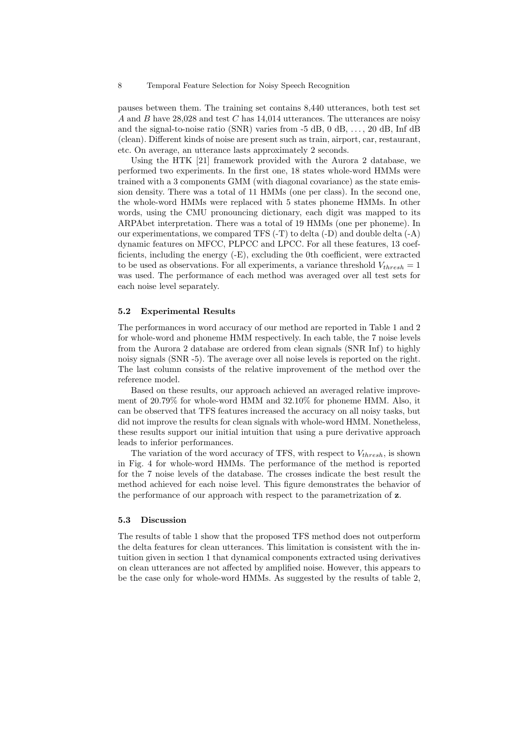pauses between them. The training set contains 8,440 utterances, both test set $A$ and $B$ have 28,028 and test $C$ has 14,014 utterances. The utterances are noisy and the signal-to-noise ratio (SNR) varies from -5 dB, 0 dB, ..., 20 dB, Inf dB (clean). Different kinds of noise are present such as train, airport, car, restaurant, etc. On average, an utterance lasts approximately 2 seconds.

Using the HTK [21] framework provided with the Aurora 2 database, we performed two experiments. In the first one, 18 states whole-word HMMs were trained with a 3 components GMM (with diagonal covariance) as the state emission density. There was a total of 11 HMMs (one per class). In the second one, the whole-word HMMs were replaced with 5 states phoneme HMMs. In other words, using the CMU pronouncing dictionary, each digit was mapped to its ARPAbet interpretation. There was a total of 19 HMMs (one per phoneme). In our experimentations, we compared TFS (-T) to delta (-D) and double delta (-A) dynamic features on MFCC, PLPCC and LPCC. For all these features, 13 coefficients, including the energy (-E), excluding the 0th coefficient, were extracted to be used as observations. For all experiments, a variance threshold $V_{thresh} = 1$ was used. The performance of each method was averaged over all test sets for each noise level separately.

### 5.2 Experimental Results

The performances in word accuracy of our method are reported in Table 1 and 2 for whole-word and phoneme HMM respectively. In each table, the 7 noise levels from the Aurora 2 database are ordered from clean signals (SNR Inf) to highly noisy signals (SNR -5). The average over all noise levels is reported on the right. The last column consists of the relative improvement of the method over the reference model.

Based on these results, our approach achieved an averaged relative improvement of 20.79% for whole-word HMM and 32.10% for phoneme HMM. Also, it can be observed that TFS features increased the accuracy on all noisy tasks, but did not improve the results for clean signals with whole-word HMM. Nonetheless, these results support our initial intuition that using a pure derivative approach leads to inferior performances.

The variation of the word accuracy of TFS, with respect to $V_{thresh}$, is shown in Fig. 4 for whole-word HMMs. The performance of the method is reported for the 7 noise levels of the database. The crosses indicate the best result the method achieved for each noise level. This figure demonstrates the behavior of the performance of our approach with respect to the parametrization of $\mathbf{z}$.

### 5.3 Discussion

The results of table 1 show that the proposed TFS method does not outperform the delta features for clean utterances. This limitation is consistent with the intuition given in section 1 that dynamical components extracted using derivatives on clean utterances are not affected by amplified noise. However, this appears to be the case only for whole-word HMMs. As suggested by the results of table 2,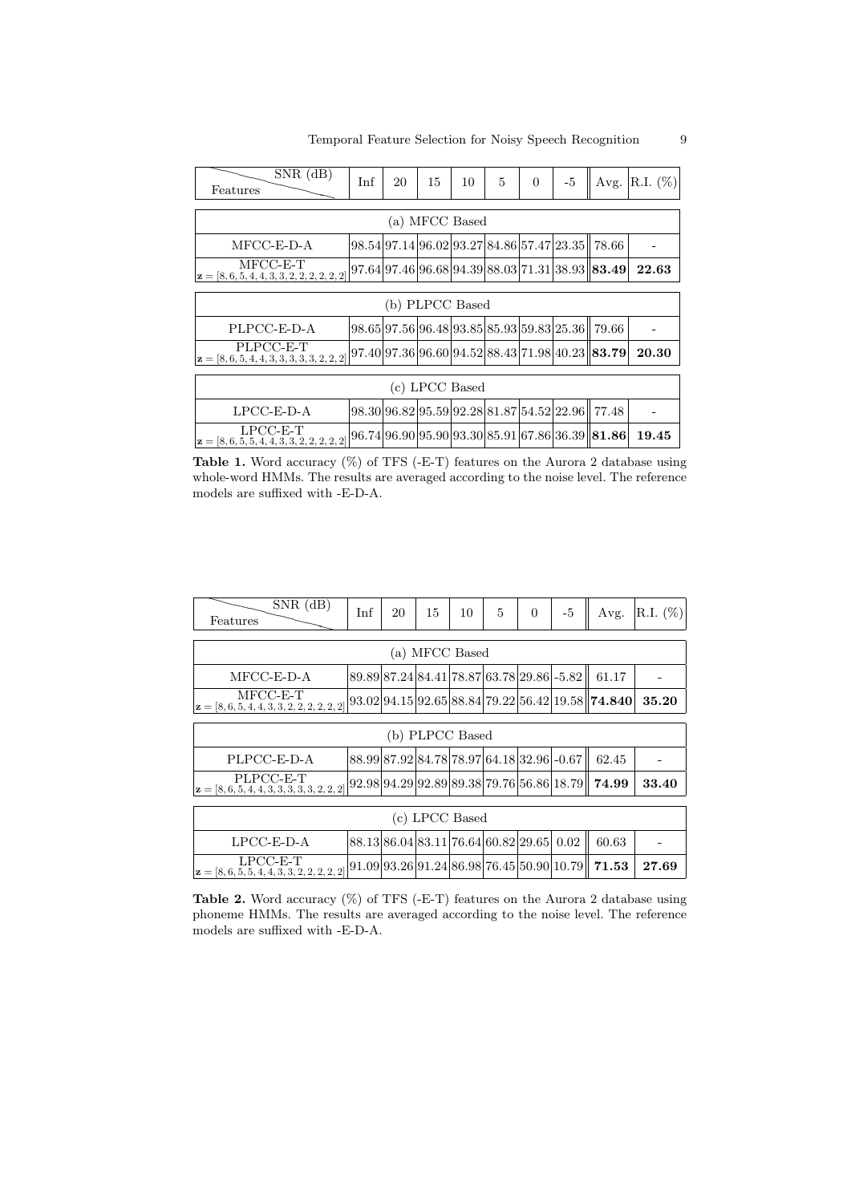| Features \ SNR (dB) | Inf | 20 | 15 | 10 | 5 | 0 | -5 | Avg. | R.I. (%) |
|---|---|---|---|---|---|---|---|---|---|
| (a) MFCC Based | | | | | | | | | |
| MFCC-E-D-A | 98.54 | 97.14 | 96.02 | 93.27 | 84.86 | 57.47 | 23.35 | 78.66 | - |
| MFCC-E-T $\mathbf{z} = [8, 6, 5, 4, 4, 3, 3, 2, 2, 2, 2, 2, 2]$ | 97.64 | 97.46 | 96.68 | 94.39 | 88.03 | 71.31 | 38.93 | **83.49** | **22.63** |
| (b) PLPCC Based | | | | | | | | | |
| PLPCC-E-D-A | 98.65 | 97.56 | 96.48 | 93.85 | 85.93 | 59.83 | 25.36 | 79.66 | - |
| PLPCC-E-T $\mathbf{z} = [8, 6, 5, 4, 4, 3, 3, 3, 3, 3, 2, 2, 2]$ | 97.40 | 97.36 | 96.60 | 94.52 | 88.43 | 71.98 | 40.23 | **83.79** | **20.30** |
| (c) LPCC Based | | | | | | | | | |
| LPCC-E-D-A | 98.30 | 96.82 | 95.59 | 92.28 | 81.87 | 54.52 | 22.96 | 77.48 | - |
| LPCC-E-T $\mathbf{z} = [8, 6, 5, 5, 4, 4, 3, 3, 2, 2, 2, 2, 2]$ | 96.74 | 96.90 | 95.90 | 93.30 | 85.91 | 67.86 | 36.39 | **81.86** | **19.45** |

**Table 1.** Word accuracy (%) of TFS (-E-T) features on the Aurora 2 database using whole-word HMMs. The results are averaged according to the noise level. The reference models are suffixed with -E-D-A.

| Features \ SNR (dB) | Inf | 20 | 15 | 10 | 5 | 0 | -5 | Avg. | R.I. (%) |
|---|---|---|---|---|---|---|---|---|---|
| (a) MFCC Based | | | | | | | | | |
| MFCC-E-D-A | 89.89 | 87.24 | 84.41 | 78.87 | 63.78 | 29.86 | -5.82 | 61.17 | - |
| MFCC-E-T $\mathbf{z} = [8, 6, 5, 4, 4, 3, 3, 2, 2, 2, 2, 2, 2]$ | 93.02 | 94.15 | 92.65 | 88.84 | 79.22 | 56.42 | 19.58 | **74.840** | **35.20** |
| (b) PLPCC Based | | | | | | | | | |
| PLPCC-E-D-A | 88.99 | 87.92 | 84.78 | 78.97 | 64.18 | 32.96 | -0.67 | 62.45 | - |
| PLPCC-E-T $\mathbf{z} = [8, 6, 5, 4, 4, 3, 3, 3, 3, 3, 2, 2, 2]$ | 92.98 | 94.29 | 92.89 | 89.38 | 79.76 | 56.86 | 18.79 | **74.99** | **33.40** |
| (c) LPCC Based | | | | | | | | | |
| LPCC-E-D-A | 88.13 | 86.04 | 83.11 | 76.64 | 60.82 | 29.65 | 0.02 | 60.63 | - |
| LPCC-E-T $\mathbf{z} = [8, 6, 5, 5, 4, 4, 3, 3, 2, 2, 2, 2, 2]$ | 91.09 | 93.26 | 91.24 | 86.98 | 76.45 | 50.90 | 10.79 | **71.53** | **27.69** |

**Table 2.** Word accuracy (%) of TFS (-E-T) features on the Aurora 2 database using phoneme HMMs. The results are averaged according to the noise level. The reference models are suffixed with -E-D-A.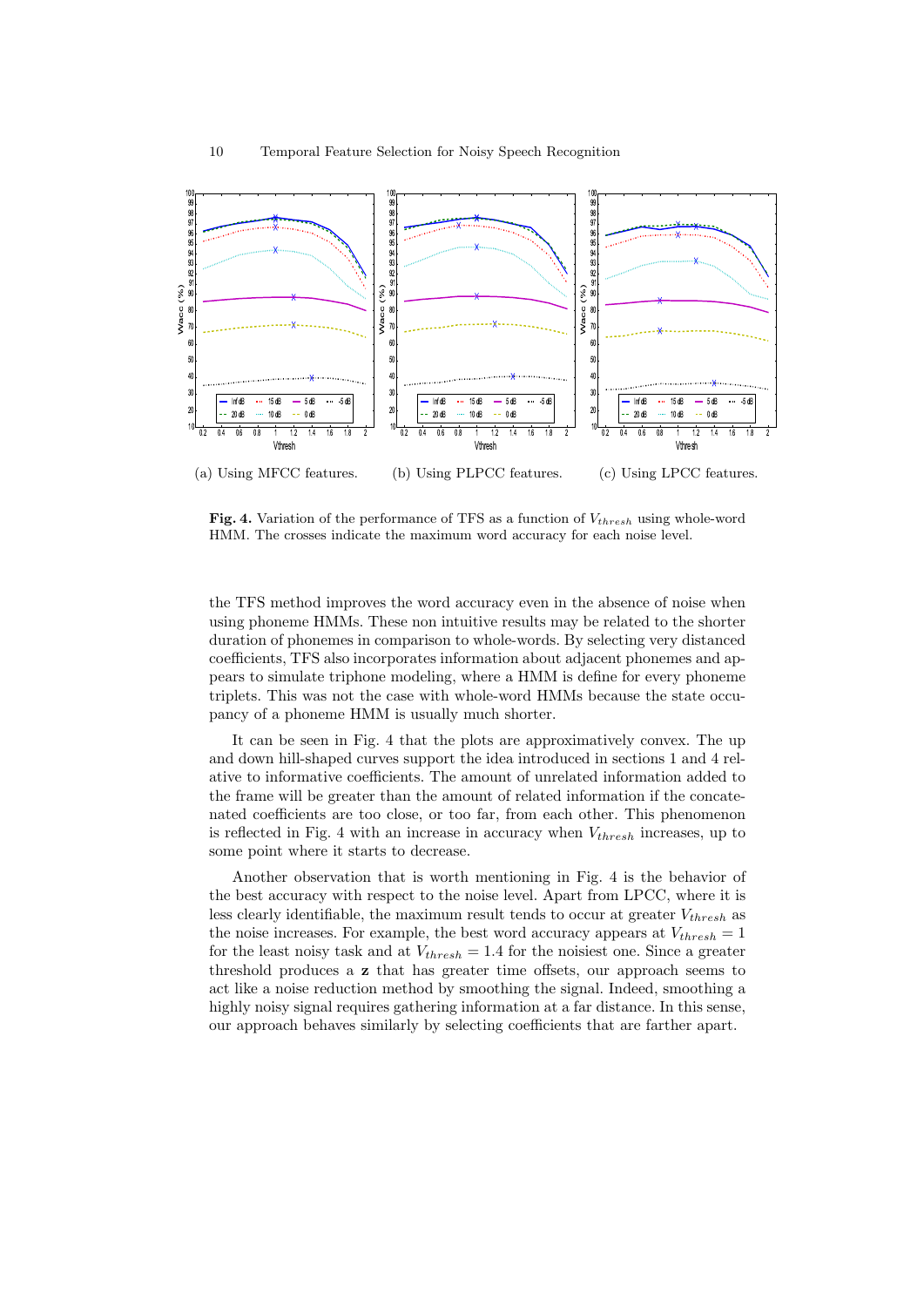(a) Using MFCC features. (b) Using PLPCC features. (c) Using LPCC features.

**Fig. 4.** Variation of the performance of TFS as a function of $V_{thresh}$ using whole-word HMM. The crosses indicate the maximum word accuracy for each noise level.

the TFS method improves the word accuracy even in the absence of noise when using phoneme HMMs. These non intuitive results may be related to the shorter duration of phonemes in comparison to whole-words. By selecting very distanced coefficients, TFS also incorporates information about adjacent phonemes and appears to simulate triphone modeling, where a HMM is define for every phoneme triplets. This was not the case with whole-word HMMs because the state occupancy of a phoneme HMM is usually much shorter.

It can be seen in Fig. 4 that the plots are approximatively convex. The up and down hill-shaped curves support the idea introduced in sections 1 and 4 relative to informative coefficients. The amount of unrelated information added to the frame will be greater than the amount of related information if the concatenated coefficients are too close, or too far, from each other. This phenomenon is reflected in Fig. 4 with an increase in accuracy when $V_{thresh}$ increases, up to some point where it starts to decrease.

Another observation that is worth mentioning in Fig. 4 is the behavior of the best accuracy with respect to the noise level. Apart from LPCC, where it is less clearly identifiable, the maximum result tends to occur at greater $V_{thresh}$ as the noise increases. For example, the best word accuracy appears at $V_{thresh} = 1$ for the least noisy task and at $V_{thresh} = 1.4$ for the noisiest one. Since a greater threshold produces a $\mathbf{z}$ that has greater time offsets, our approach seems to act like a noise reduction method by smoothing the signal. Indeed, smoothing a highly noisy signal requires gathering information at a far distance. In this sense, our approach behaves similarly by selecting coefficients that are farther apart.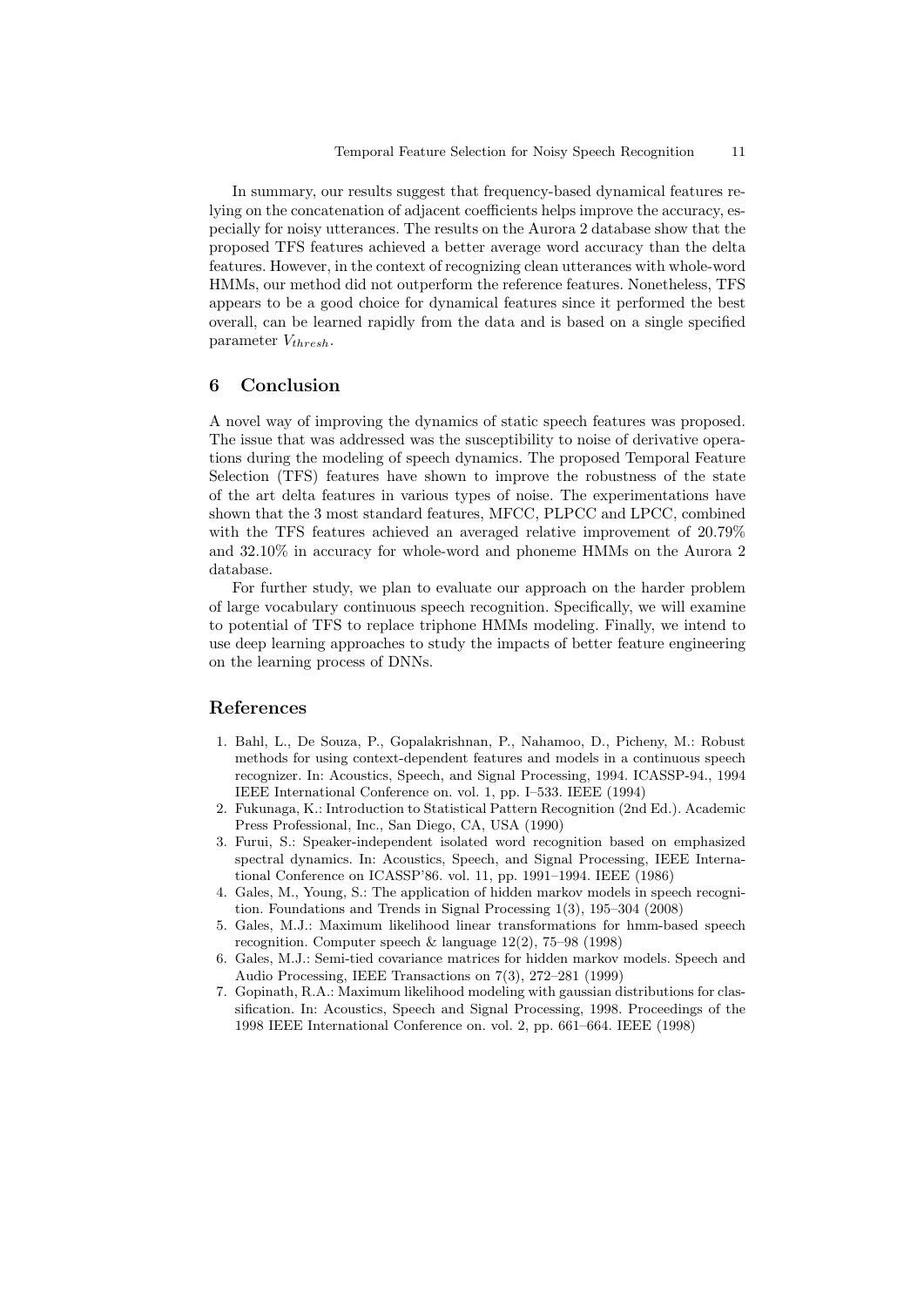In summary, our results suggest that frequency-based dynamical features relying on the concatenation of adjacent coefficients helps improve the accuracy, especially for noisy utterances. The results on the Aurora 2 database show that the proposed TFS features achieved a better average word accuracy than the delta features. However, in the context of recognizing clean utterances with whole-word HMMs, our method did not outperform the reference features. Nonetheless, TFS appears to be a good choice for dynamical features since it performed the best overall, can be learned rapidly from the data and is based on a single specified parameter $V_{thresh}$.

## 6 Conclusion

A novel way of improving the dynamics of static speech features was proposed. The issue that was addressed was the susceptibility to noise of derivative operations during the modeling of speech dynamics. The proposed Temporal Feature Selection (TFS) features have shown to improve the robustness of the state of the art delta features in various types of noise. The experimentations have shown that the 3 most standard features, MFCC, PLPCC and LPCC, combined with the TFS features achieved an averaged relative improvement of 20.79% and 32.10% in accuracy for whole-word and phoneme HMMs on the Aurora 2 database.

For further study, we plan to evaluate our approach on the harder problem of large vocabulary continuous speech recognition. Specifically, we will examine to potential of TFS to replace triphone HMMs modeling. Finally, we intend to use deep learning approaches to study the impacts of better feature engineering on the learning process of DNNs.

## References

1. Bahl, L., De Souza, P., Gopalakrishnan, P., Nahamoo, D., Picheny, M.: Robust methods for using context-dependent features and models in a continuous speech recognizer. In: Acoustics, Speech, and Signal Processing, 1994. ICASSP-94., 1994 IEEE International Conference on. vol. 1, pp. I–533. IEEE (1994)
2. Fukunaga, K.: Introduction to Statistical Pattern Recognition (2nd Ed.). Academic Press Professional, Inc., San Diego, CA, USA (1990)
3. Furui, S.: Speaker-independent isolated word recognition based on emphasized spectral dynamics. In: Acoustics, Speech, and Signal Processing, IEEE International Conference on ICASSP'86. vol. 11, pp. 1991–1994. IEEE (1986)
4. Gales, M., Young, S.: The application of hidden markov models in speech recognition. Foundations and Trends in Signal Processing 1(3), 195–304 (2008)
5. Gales, M.J.: Maximum likelihood linear transformations for hmm-based speech recognition. Computer speech & language 12(2), 75–98 (1998)
6. Gales, M.J.: Semi-tied covariance matrices for hidden markov models. Speech and Audio Processing, IEEE Transactions on 7(3), 272–281 (1999)
7. Gopinath, R.A.: Maximum likelihood modeling with gaussian distributions for classification. In: Acoustics, Speech and Signal Processing, 1998. Proceedings of the 1998 IEEE International Conference on. vol. 2, pp. 661–664. IEEE (1998)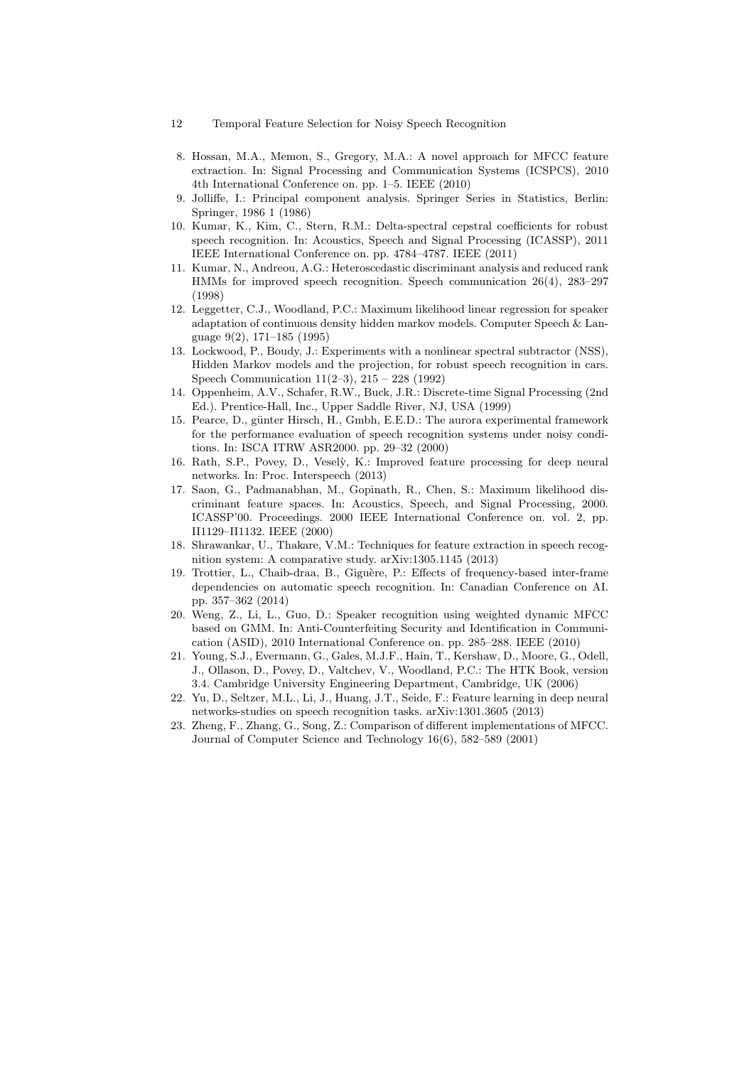8. Hossan, M.A., Memon, S., Gregory, M.A.: A novel approach for MFCC feature extraction. In: Signal Processing and Communication Systems (ICSPCS), 2010 4th International Conference on. pp. 1–5. IEEE (2010)
9. Jolliffe, I.: Principal component analysis. Springer Series in Statistics, Berlin: Springer, 1986 1 (1986)
10. Kumar, K., Kim, C., Stern, R.M.: Delta-spectral cepstral coefficients for robust speech recognition. In: Acoustics, Speech and Signal Processing (ICASSP), 2011 IEEE International Conference on. pp. 4784–4787. IEEE (2011)
11. Kumar, N., Andreou, A.G.: Heteroscedastic discriminant analysis and reduced rank HMMs for improved speech recognition. Speech communication 26(4), 283–297 (1998)
12. Leggetter, C.J., Woodland, P.C.: Maximum likelihood linear regression for speaker adaptation of continuous density hidden markov models. Computer Speech & Language 9(2), 171–185 (1995)
13. Lockwood, P., Boudy, J.: Experiments with a nonlinear spectral subtractor (NSS), Hidden Markov models and the projection, for robust speech recognition in cars. Speech Communication 11(2–3), 215 – 228 (1992)
14. Oppenheim, A.V., Schafer, R.W., Buck, J.R.: Discrete-time Signal Processing (2nd Ed.). Prentice-Hall, Inc., Upper Saddle River, NJ, USA (1999)
15. Pearce, D., günter Hirsch, H., Gmbh, E.E.D.: The aurora experimental framework for the performance evaluation of speech recognition systems under noisy conditions. In: ISCA ITRW ASR2000. pp. 29–32 (2000)
16. Rath, S.P., Povey, D., Veselỳ, K.: Improved feature processing for deep neural networks. In: Proc. Interspeech (2013)
17. Saon, G., Padmanabhan, M., Gopinath, R., Chen, S.: Maximum likelihood discriminant feature spaces. In: Acoustics, Speech, and Signal Processing, 2000. ICASSP'00. Proceedings. 2000 IEEE International Conference on. vol. 2, pp. II1129–II1132. IEEE (2000)
18. Shrawankar, U., Thakare, V.M.: Techniques for feature extraction in speech recognition system: A comparative study. arXiv:1305.1145 (2013)
19. Trottier, L., Chaib-draa, B., Giguère, P.: Effects of frequency-based inter-frame dependencies on automatic speech recognition. In: Canadian Conference on AI. pp. 357–362 (2014)
20. Weng, Z., Li, L., Guo, D.: Speaker recognition using weighted dynamic MFCC based on GMM. In: Anti-Counterfeiting Security and Identification in Communication (ASID), 2010 International Conference on. pp. 285–288. IEEE (2010)
21. Young, S.J., Evermann, G., Gales, M.J.F., Hain, T., Kershaw, D., Moore, G., Odell, J., Ollason, D., Povey, D., Valtchev, V., Woodland, P.C.: The HTK Book, version 3.4. Cambridge University Engineering Department, Cambridge, UK (2006)
22. Yu, D., Seltzer, M.L., Li, J., Huang, J.T., Seide, F.: Feature learning in deep neural networks-studies on speech recognition tasks. arXiv:1301.3605 (2013)
23. Zheng, F., Zhang, G., Song, Z.: Comparison of different implementations of MFCC. Journal of Computer Science and Technology 16(6), 582–589 (2001)